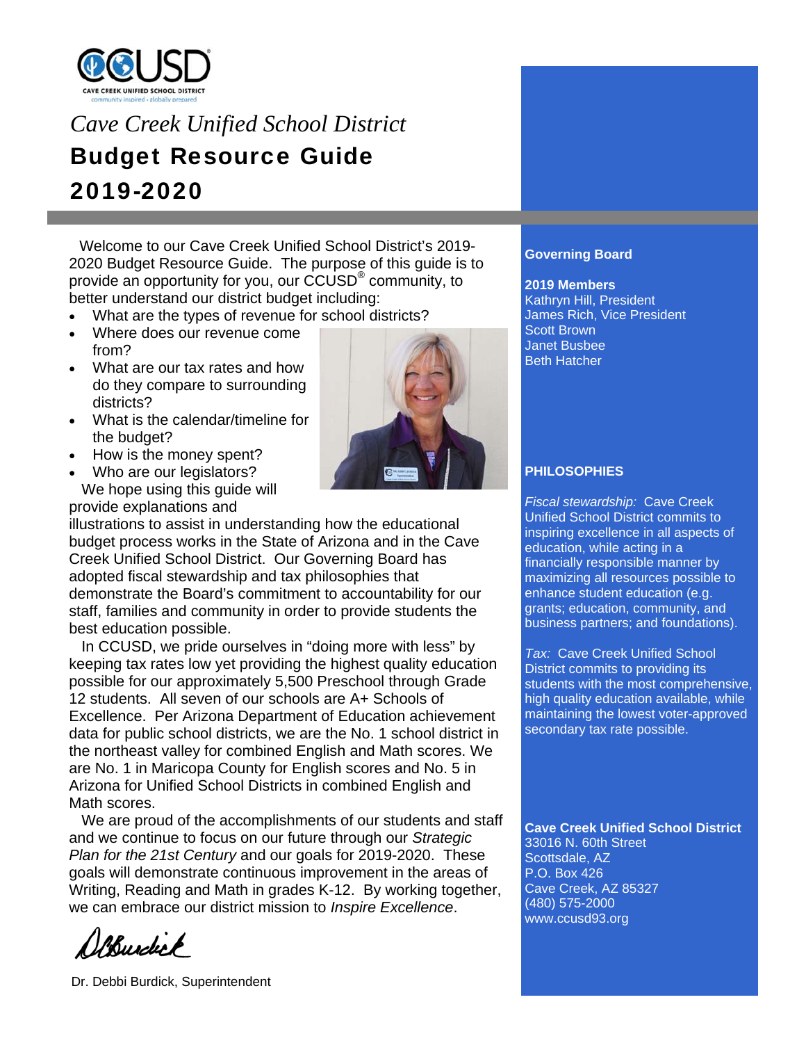CCUSD
CAVE CREEK UNIFIED SCHOOL DISTRICT
community inspired · globally prepared

# *Cave Creek Unified School District*

# Budget Resource Guide 2019-2020

Welcome to our Cave Creek Unified School District's 2019-2020 Budget Resource Guide. The purpose of this guide is to provide an opportunity for you, our CCUSD® community, to better understand our district budget including:

- What are the types of revenue for school districts?
- Where does our revenue come from?
- What are our tax rates and how do they compare to surrounding districts?
- What is the calendar/timeline for the budget?
- How is the money spent?
- Who are our legislators?

We hope using this guide will provide explanations and illustrations to assist in understanding how the educational budget process works in the State of Arizona and in the Cave Creek Unified School District. Our Governing Board has adopted fiscal stewardship and tax philosophies that demonstrate the Board's commitment to accountability for our staff, families and community in order to provide students the best education possible.

In CCUSD, we pride ourselves in "doing more with less" by keeping tax rates low yet providing the highest quality education possible for our approximately 5,500 Preschool through Grade 12 students. All seven of our schools are A+ Schools of Excellence. Per Arizona Department of Education achievement data for public school districts, we are the No. 1 school district in the northeast valley for combined English and Math scores. We are No. 1 in Maricopa County for English scores and No. 5 in Arizona for Unified School Districts in combined English and Math scores.

We are proud of the accomplishments of our students and staff and we continue to focus on our future through our *Strategic Plan for the 21st Century* and our goals for 2019-2020. These goals will demonstrate continuous improvement in the areas of Writing, Reading and Math in grades K-12. By working together, we can embrace our district mission to *Inspire Excellence*.

Dr. Debbi Burdick, Superintendent

**Governing Board**

**2019 Members**
Kathryn Hill, President
James Rich, Vice President
Scott Brown
Janet Busbee
Beth Hatcher

**PHILOSOPHIES**

*Fiscal stewardship:* Cave Creek Unified School District commits to inspiring excellence in all aspects of education, while acting in a financially responsible manner by maximizing all resources possible to enhance student education (e.g. grants; education, community, and business partners; and foundations).

*Tax:* Cave Creek Unified School District commits to providing its students with the most comprehensive, high quality education available, while maintaining the lowest voter-approved secondary tax rate possible.

**Cave Creek Unified School District**
33016 N. 60th Street
Scottsdale, AZ
P.O. Box 426
Cave Creek, AZ 85327
(480) 575-2000
www.ccusd93.org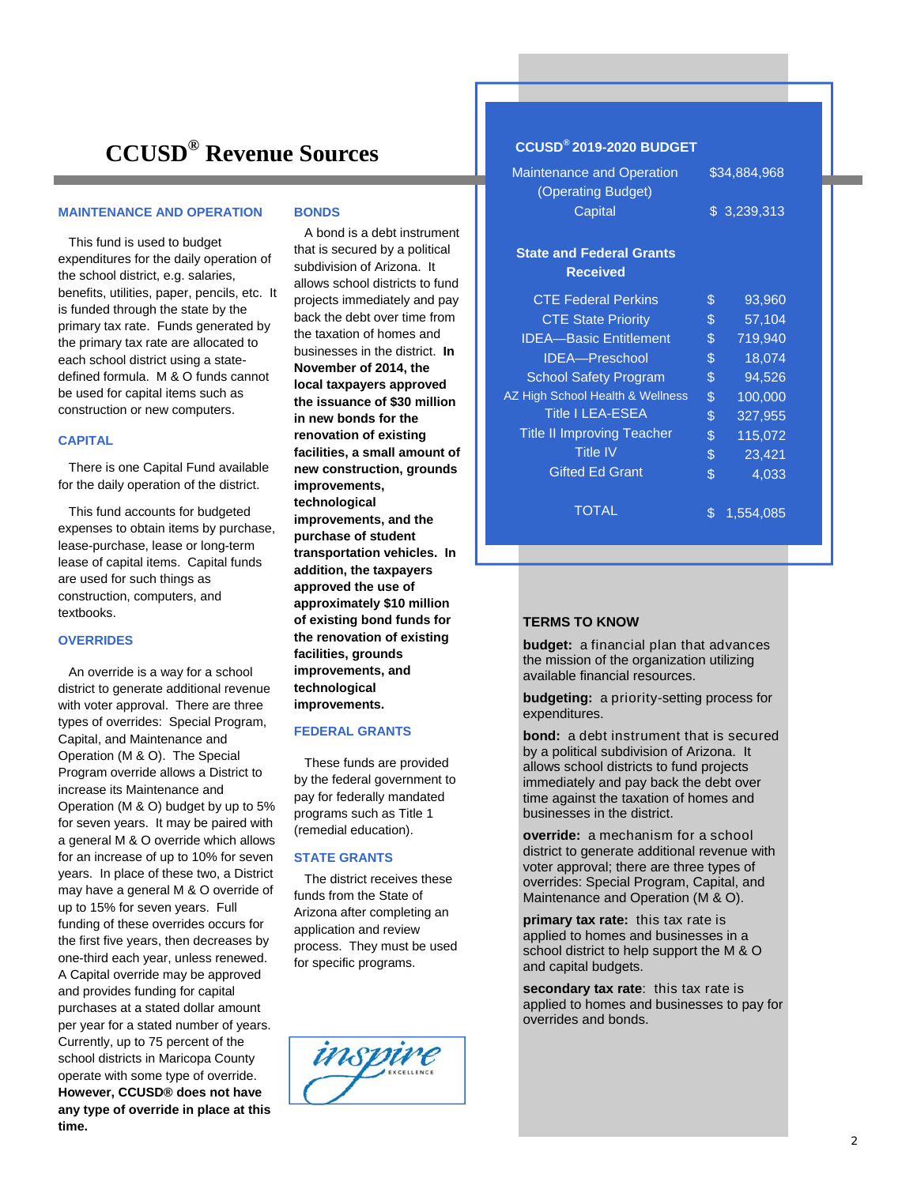# CCUSD® Revenue Sources

### MAINTENANCE AND OPERATION

This fund is used to budget expenditures for the daily operation of the school district, e.g. salaries, benefits, utilities, paper, pencils, etc. It is funded through the state by the primary tax rate. Funds generated by the primary tax rate are allocated to each school district using a state-defined formula. M & O funds cannot be used for capital items such as construction or new computers.

### CAPITAL

There is one Capital Fund available for the daily operation of the district.

This fund accounts for budgeted expenses to obtain items by purchase, lease-purchase, lease or long-term lease of capital items. Capital funds are used for such things as construction, computers, and textbooks.

### OVERRIDES

An override is a way for a school district to generate additional revenue with voter approval. There are three types of overrides: Special Program, Capital, and Maintenance and Operation (M & O). The Special Program override allows a District to increase its Maintenance and Operation (M & O) budget by up to 5% for seven years. It may be paired with a general M & O override which allows for an increase of up to 10% for seven years. In place of these two, a District may have a general M & O override of up to 15% for seven years. Full funding of these overrides occurs for the first five years, then decreases by one-third each year, unless renewed. A Capital override may be approved and provides funding for capital purchases at a stated dollar amount per year for a stated number of years. Currently, up to 75 percent of the school districts in Maricopa County operate with some type of override. **However, CCUSD® does not have any type of override in place at this time.**

### BONDS

A bond is a debt instrument that is secured by a political subdivision of Arizona. It allows school districts to fund projects immediately and pay back the debt over time from the taxation of homes and businesses in the district. **In November of 2014, the local taxpayers approved the issuance of $30 million in new bonds for the renovation of existing facilities, a small amount of new construction, grounds improvements, technological improvements, and the purchase of student transportation vehicles. In addition, the taxpayers approved the use of approximately $10 million of existing bond funds for the renovation of existing facilities, grounds improvements, and technological improvements.**

### FEDERAL GRANTS

These funds are provided by the federal government to pay for federally mandated programs such as Title 1 (remedial education).

### STATE GRANTS

The district receives these funds from the State of Arizona after completing an application and review process. They must be used for specific programs.

inspire EXCELLENCE

### CCUSD® 2019-2020 BUDGET

| | |
|---|---|
| Maintenance and Operation (Operating Budget) | $34,884,968 |
| Capital | $ 3,239,313 |

**State and Federal Grants Received**

| | |
|---|---|
| CTE Federal Perkins | $ 93,960 |
| CTE State Priority | $ 57,104 |
| IDEA—Basic Entitlement | $ 719,940 |
| IDEA—Preschool | $ 18,074 |
| School Safety Program | $ 94,526 |
| AZ High School Health & Wellness | $ 100,000 |
| Title I LEA-ESEA | $ 327,955 |
| Title II Improving Teacher | $ 115,072 |
| Title IV | $ 23,421 |
| Gifted Ed Grant | $ 4,033 |
| TOTAL | $ 1,554,085 |

### TERMS TO KNOW

**budget:** a financial plan that advances the mission of the organization utilizing available financial resources.

**budgeting:** a priority-setting process for expenditures.

**bond:** a debt instrument that is secured by a political subdivision of Arizona. It allows school districts to fund projects immediately and pay back the debt over time against the taxation of homes and businesses in the district.

**override:** a mechanism for a school district to generate additional revenue with voter approval; there are three types of overrides: Special Program, Capital, and Maintenance and Operation (M & O).

**primary tax rate:** this tax rate is applied to homes and businesses in a school district to help support the M & O and capital budgets.

**secondary tax rate**: this tax rate is applied to homes and businesses to pay for overrides and bonds.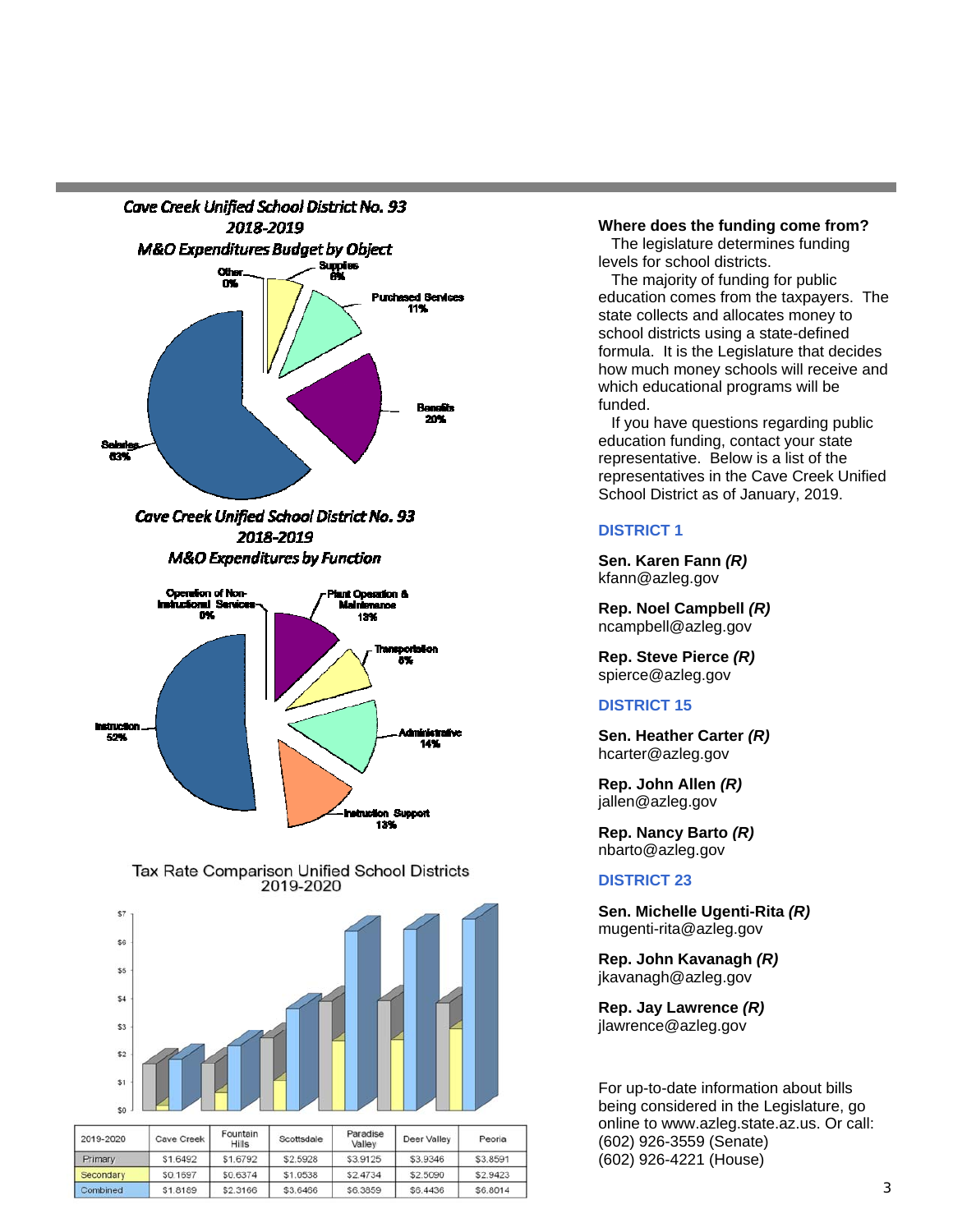## Cave Creek Unified School District No. 93
## 2018-2019
## M&O Expenditures Budget by Object

Other 0%
Supplies 6%
Purchased Services 11%
Benefits 20%
Salaries 63%

## Cave Creek Unified School District No. 93
## 2018-2019
## M&O Expenditures by Function

Operation of Non-Instructional Services 0%
Plant Operation & Maintenance 13%
Transportation 5%
Administrative 14%
Instruction Support 13%
Instruction 52%

## Tax Rate Comparison Unified School Districts 2019-2020

| 2019-2020 | Cave Creek | Fountain Hills | Scottsdale | Paradise Valley | Deer Valley | Peoria |
|---|---|---|---|---|---|---|
| Primary | $1.6492 | $1.6792 | $2.5928 | $3.9125 | $3.9346 | $3.8591 |
| Secondary | $0.1697 | $0.6374 | $1.0538 | $2.4734 | $2.5090 | $2.9423 |
| Combined | $1.8189 | $2.3166 | $3.6466 | $6.3859 | $6.4436 | $6.8014 |

**Where does the funding come from?**

The legislature determines funding levels for school districts.

The majority of funding for public education comes from the taxpayers. The state collects and allocates money to school districts using a state-defined formula. It is the Legislature that decides how much money schools will receive and which educational programs will be funded.

If you have questions regarding public education funding, contact your state representative. Below is a list of the representatives in the Cave Creek Unified School District as of January, 2019.

### DISTRICT 1

**Sen. Karen Fann *(R)***
kfann@azleg.gov

**Rep. Noel Campbell *(R)***
ncampbell@azleg.gov

**Rep. Steve Pierce *(R)***
spierce@azleg.gov

### DISTRICT 15

**Sen. Heather Carter *(R)***
hcarter@azleg.gov

**Rep. John Allen *(R)***
jallen@azleg.gov

**Rep. Nancy Barto *(R)***
nbarto@azleg.gov

### DISTRICT 23

**Sen. Michelle Ugenti-Rita *(R)***
mugenti-rita@azleg.gov

**Rep. John Kavanagh *(R)***
jkavanagh@azleg.gov

**Rep. Jay Lawrence *(R)***
jlawrence@azleg.gov

For up-to-date information about bills being considered in the Legislature, go online to www.azleg.state.az.us. Or call:
(602) 926-3559 (Senate)
(602) 926-4221 (House)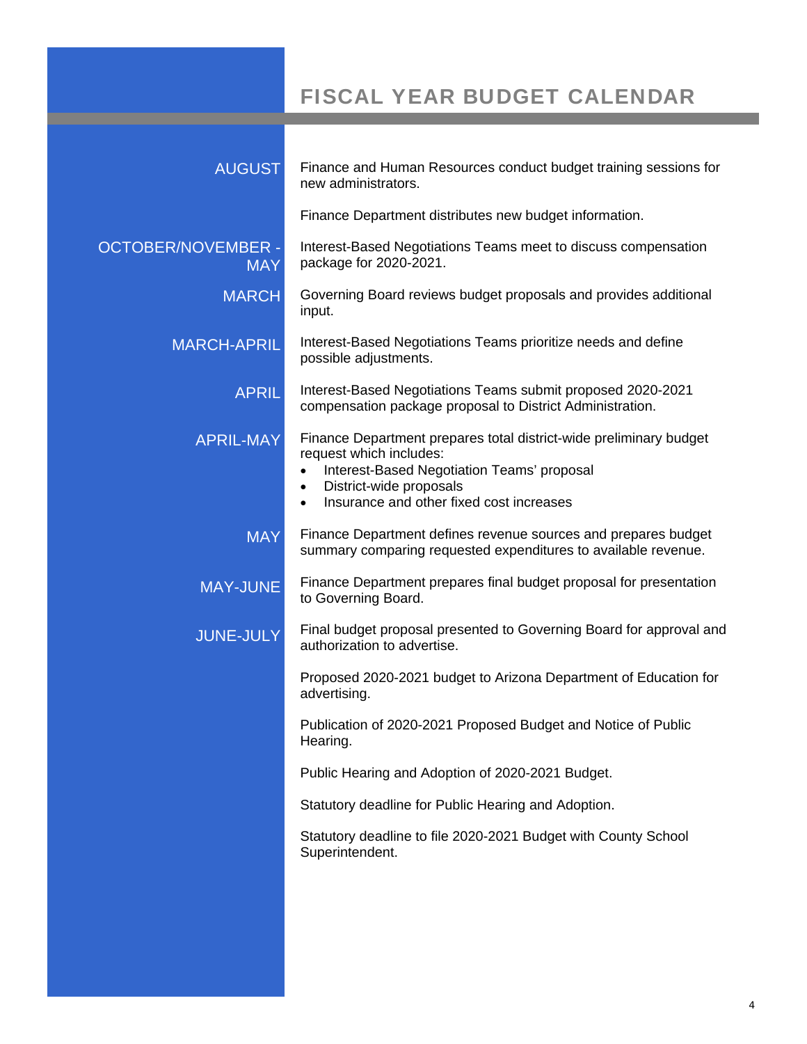# FISCAL YEAR BUDGET CALENDAR

| | |
|---|---|
| AUGUST | Finance and Human Resources conduct budget training sessions for new administrators. |
| | Finance Department distributes new budget information. |
| OCTOBER/NOVEMBER - MAY | Interest-Based Negotiations Teams meet to discuss compensation package for 2020-2021. |
| MARCH | Governing Board reviews budget proposals and provides additional input. |
| MARCH-APRIL | Interest-Based Negotiations Teams prioritize needs and define possible adjustments. |
| APRIL | Interest-Based Negotiations Teams submit proposed 2020-2021 compensation package proposal to District Administration. |
| APRIL-MAY | Finance Department prepares total district-wide preliminary budget request which includes: • Interest-Based Negotiation Teams' proposal • District-wide proposals • Insurance and other fixed cost increases |
| MAY | Finance Department defines revenue sources and prepares budget summary comparing requested expenditures to available revenue. |
| MAY-JUNE | Finance Department prepares final budget proposal for presentation to Governing Board. |
| JUNE-JULY | Final budget proposal presented to Governing Board for approval and authorization to advertise. |
| | Proposed 2020-2021 budget to Arizona Department of Education for advertising. |
| | Publication of 2020-2021 Proposed Budget and Notice of Public Hearing. |
| | Public Hearing and Adoption of 2020-2021 Budget. |
| | Statutory deadline for Public Hearing and Adoption. |
| | Statutory deadline to file 2020-2021 Budget with County School Superintendent. |